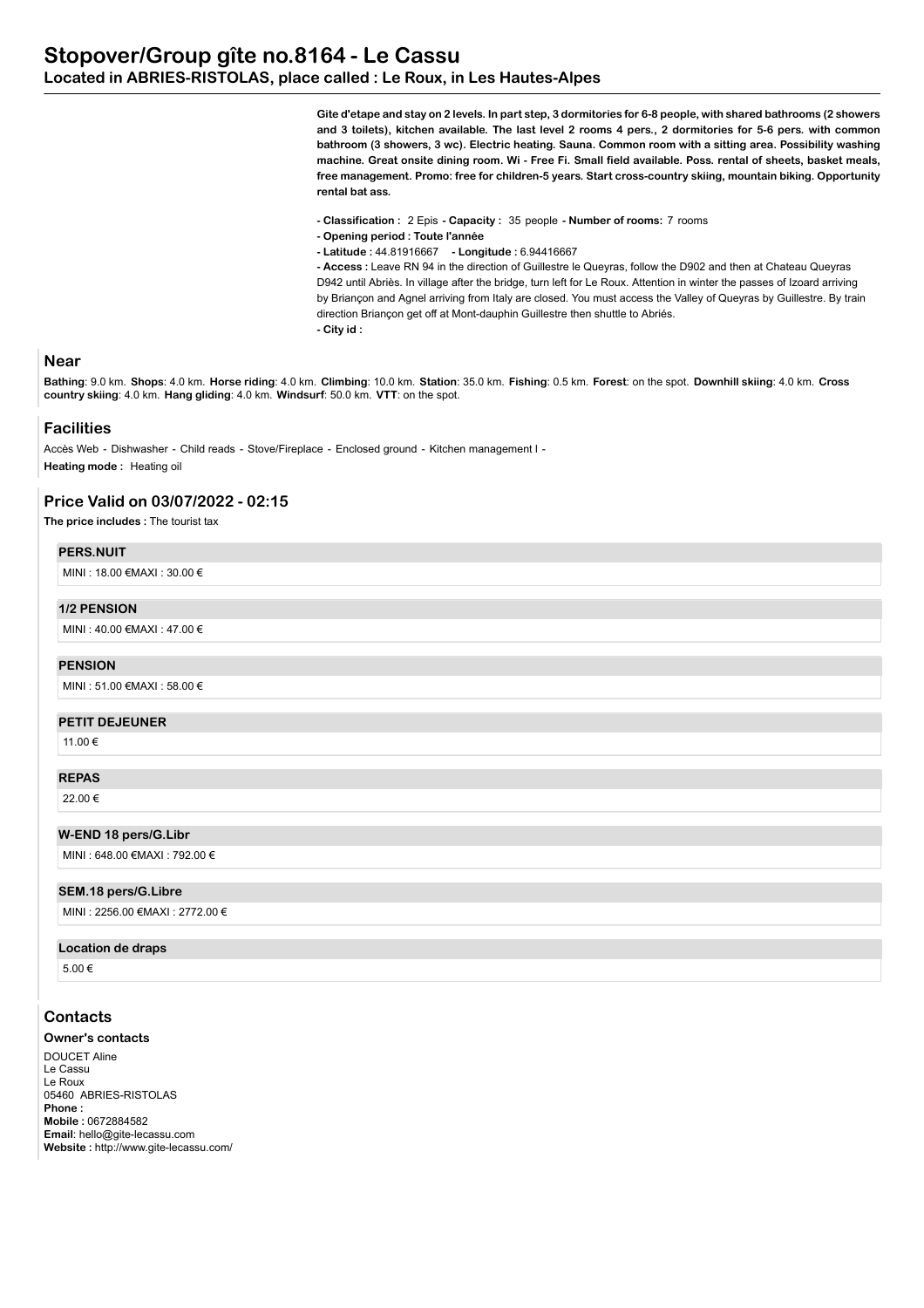# Stopover/Group gîte no.8164 - Le Cassu

## Located in ABRIES-RISTOLAS, place called : Le Roux, in Les Hautes-Alpes

**Gite d'etape and stay on 2 levels. In part step, 3 dormitories for 6-8 people, with shared bathrooms (2 showers and 3 toilets), kitchen available. The last level 2 rooms 4 pers., 2 dormitories for 5-6 pers. with common bathroom (3 showers, 3 wc). Electric heating. Sauna. Common room with a sitting area. Possibility washing machine. Great onsite dining room. Wi - Free Fi. Small field available. Poss. rental of sheets, basket meals, free management. Promo: free for children-5 years. Start cross-country skiing, mountain biking. Opportunity rental bat ass.**

- **Classification :** 2 Epis **- Capacity :** 35 people **- Number of rooms:** 7 rooms
- **Opening period : Toute l'année**
- **Latitude :** 44.81916667 **- Longitude :** 6.94416667
- **Access :** Leave RN 94 in the direction of Guillestre le Queyras, follow the D902 and then at Chateau Queyras D942 until Abriès. In village after the bridge, turn left for Le Roux. Attention in winter the passes of Izoard arriving by Briançon and Agnel arriving from Italy are closed. You must access the Valley of Queyras by Guillestre. By train direction Briançon get off at Mont-dauphin Guillestre then shuttle to Abriés.
- **City id :**

## Near

**Bathing**: 9.0 km. **Shops**: 4.0 km. **Horse riding**: 4.0 km. **Climbing**: 10.0 km. **Station**: 35.0 km. **Fishing**: 0.5 km. **Forest**: on the spot. **Downhill skiing**: 4.0 km. **Cross country skiing**: 4.0 km. **Hang gliding**: 4.0 km. **Windsurf**: 50.0 km. **VTT**: on the spot.

## Facilities

Accès Web - Dishwasher - Child reads - Stove/Fireplace - Enclosed ground - Kitchen management l -

**Heating mode :** Heating oil

## Price Valid on 03/07/2022 - 02:15

**The price includes :** The tourist tax

**PERS.NUIT**

MINI : 18.00 €MAXI : 30.00 €

**1/2 PENSION**

MINI : 40.00 €MAXI : 47.00 €

**PENSION**

MINI : 51.00 €MAXI : 58.00 €

**PETIT DEJEUNER**

11.00 €

**REPAS**

22.00 €

**W-END 18 pers/G.Libr**

MINI : 648.00 €MAXI : 792.00 €

**SEM.18 pers/G.Libre**

MINI : 2256.00 €MAXI : 2772.00 €

**Location de draps**

5.00 €

## Contacts

**Owner's contacts**

DOUCET Aline
Le Cassu
Le Roux
05460 ABRIES-RISTOLAS
**Phone :**
**Mobile :** 0672884582
**Email**: hello@gite-lecassu.com
**Website :** http://www.gite-lecassu.com/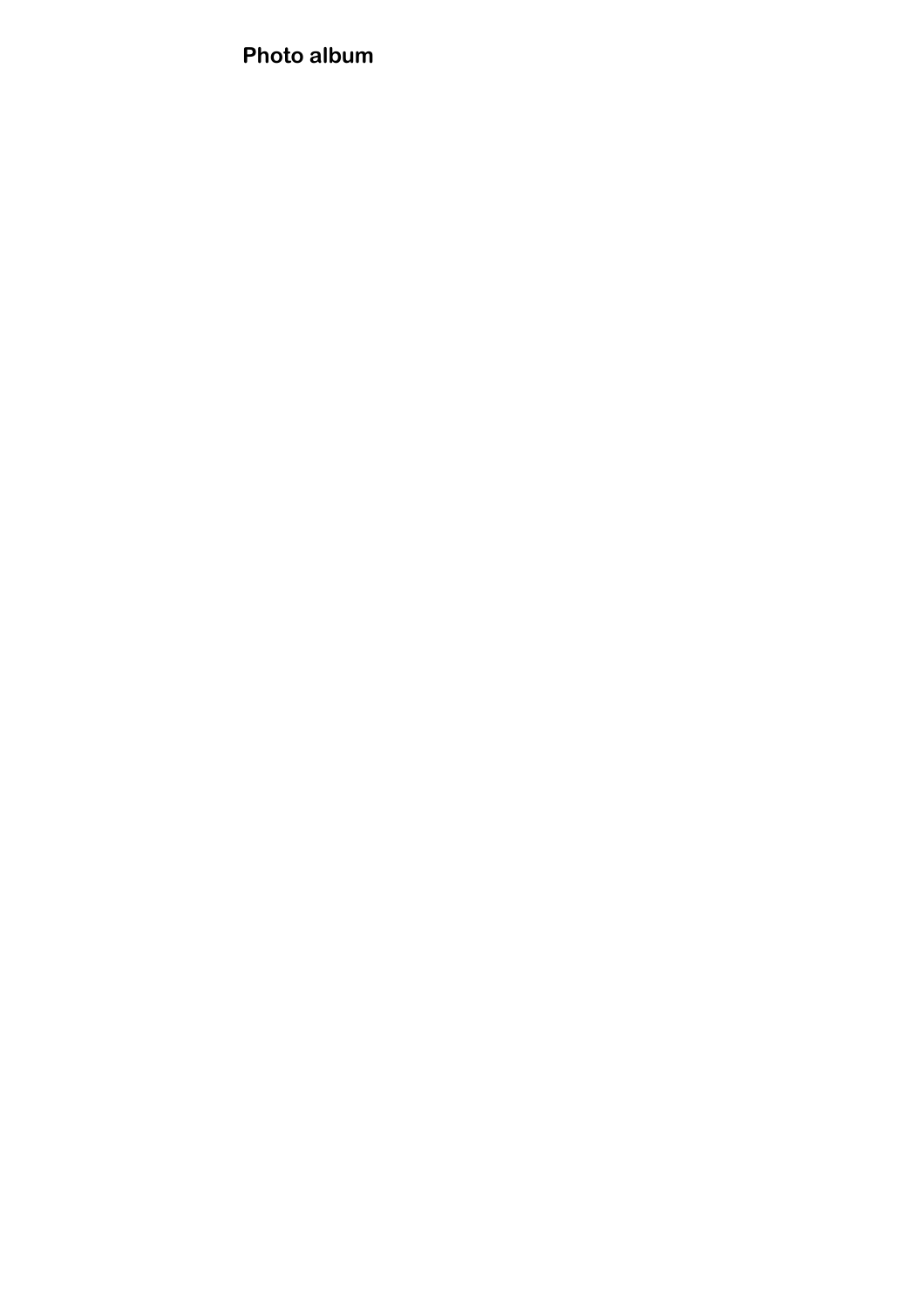**Photo album**